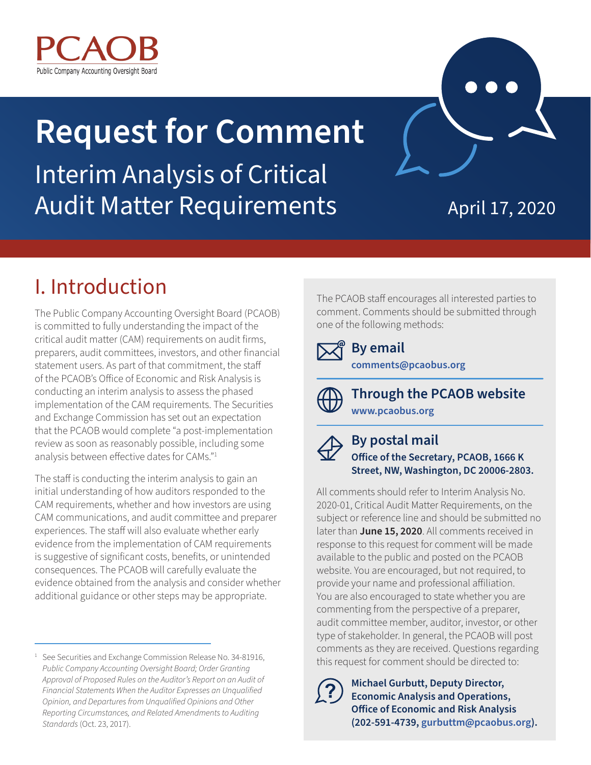PCAOB

Public Company Accounting Oversight Board

# Request for Comment

## Interim Analysis of Critical Audit Matter Requirements

April 17, 2020

## I. Introduction

The Public Company Accounting Oversight Board (PCAOB) is committed to fully understanding the impact of the critical audit matter (CAM) requirements on audit firms, preparers, audit committees, investors, and other financial statement users. As part of that commitment, the staff of the PCAOB's Office of Economic and Risk Analysis is conducting an interim analysis to assess the phased implementation of the CAM requirements. The Securities and Exchange Commission has set out an expectation that the PCAOB would complete "a post-implementation review as soon as reasonably possible, including some analysis between effective dates for CAMs."[1]

The staff is conducting the interim analysis to gain an initial understanding of how auditors responded to the CAM requirements, whether and how investors are using CAM communications, and audit committee and preparer experiences. The staff will also evaluate whether early evidence from the implementation of CAM requirements is suggestive of significant costs, benefits, or unintended consequences. The PCAOB will carefully evaluate the evidence obtained from the analysis and consider whether additional guidance or other steps may be appropriate.

The PCAOB staff encourages all interested parties to comment. Comments should be submitted through one of the following methods:

**By email**
**comments@pcaobus.org**

**Through the PCAOB website**
**www.pcaobus.org**

**By postal mail**
**Office of the Secretary, PCAOB, 1666 K Street, NW, Washington, DC 20006-2803.**

All comments should refer to Interim Analysis No. 2020-01, Critical Audit Matter Requirements, on the subject or reference line and should be submitted no later than **June 15, 2020**. All comments received in response to this request for comment will be made available to the public and posted on the PCAOB website. You are encouraged, but not required, to provide your name and professional affiliation. You are also encouraged to state whether you are commenting from the perspective of a preparer, audit committee member, auditor, investor, or other type of stakeholder. In general, the PCAOB will post comments as they are received. Questions regarding this request for comment should be directed to:

**Michael Gurbutt, Deputy Director, Economic Analysis and Operations, Office of Economic and Risk Analysis (202-591-4739, gurbuttm@pcaobus.org).**

---

[1] See Securities and Exchange Commission Release No. 34-81916, *Public Company Accounting Oversight Board; Order Granting Approval of Proposed Rules on the Auditor's Report on an Audit of Financial Statements When the Auditor Expresses an Unqualified Opinion, and Departures from Unqualified Opinions and Other Reporting Circumstances, and Related Amendments to Auditing Standards* (Oct. 23, 2017).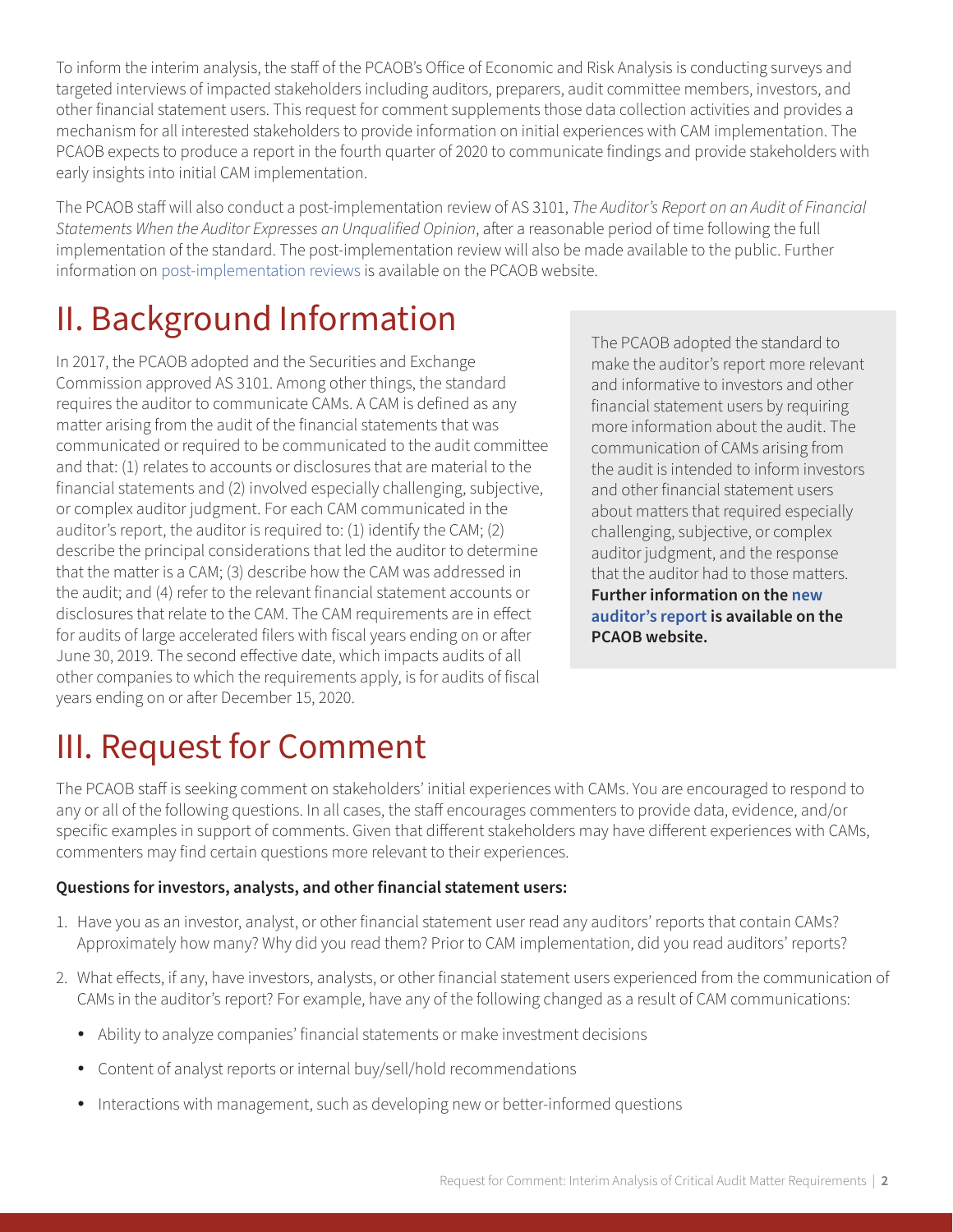To inform the interim analysis, the staff of the PCAOB's Office of Economic and Risk Analysis is conducting surveys and targeted interviews of impacted stakeholders including auditors, preparers, audit committee members, investors, and other financial statement users. This request for comment supplements those data collection activities and provides a mechanism for all interested stakeholders to provide information on initial experiences with CAM implementation. The PCAOB expects to produce a report in the fourth quarter of 2020 to communicate findings and provide stakeholders with early insights into initial CAM implementation.

The PCAOB staff will also conduct a post-implementation review of AS 3101, *The Auditor's Report on an Audit of Financial Statements When the Auditor Expresses an Unqualified Opinion*, after a reasonable period of time following the full implementation of the standard. The post-implementation review will also be made available to the public. Further information on post-implementation reviews is available on the PCAOB website.

# II. Background Information

In 2017, the PCAOB adopted and the Securities and Exchange Commission approved AS 3101. Among other things, the standard requires the auditor to communicate CAMs. A CAM is defined as any matter arising from the audit of the financial statements that was communicated or required to be communicated to the audit committee and that: (1) relates to accounts or disclosures that are material to the financial statements and (2) involved especially challenging, subjective, or complex auditor judgment. For each CAM communicated in the auditor's report, the auditor is required to: (1) identify the CAM; (2) describe the principal considerations that led the auditor to determine that the matter is a CAM; (3) describe how the CAM was addressed in the audit; and (4) refer to the relevant financial statement accounts or disclosures that relate to the CAM. The CAM requirements are in effect for audits of large accelerated filers with fiscal years ending on or after June 30, 2019. The second effective date, which impacts audits of all other companies to which the requirements apply, is for audits of fiscal years ending on or after December 15, 2020.

The PCAOB adopted the standard to make the auditor's report more relevant and informative to investors and other financial statement users by requiring more information about the audit. The communication of CAMs arising from the audit is intended to inform investors and other financial statement users about matters that required especially challenging, subjective, or complex auditor judgment, and the response that the auditor had to those matters. **Further information on the new auditor's report is available on the PCAOB website.**

# III. Request for Comment

The PCAOB staff is seeking comment on stakeholders' initial experiences with CAMs. You are encouraged to respond to any or all of the following questions. In all cases, the staff encourages commenters to provide data, evidence, and/or specific examples in support of comments. Given that different stakeholders may have different experiences with CAMs, commenters may find certain questions more relevant to their experiences.

**Questions for investors, analysts, and other financial statement users:**

1. Have you as an investor, analyst, or other financial statement user read any auditors' reports that contain CAMs? Approximately how many? Why did you read them? Prior to CAM implementation, did you read auditors' reports?
2. What effects, if any, have investors, analysts, or other financial statement users experienced from the communication of CAMs in the auditor's report? For example, have any of the following changed as a result of CAM communications:
   - Ability to analyze companies' financial statements or make investment decisions
   - Content of analyst reports or internal buy/sell/hold recommendations
   - Interactions with management, such as developing new or better-informed questions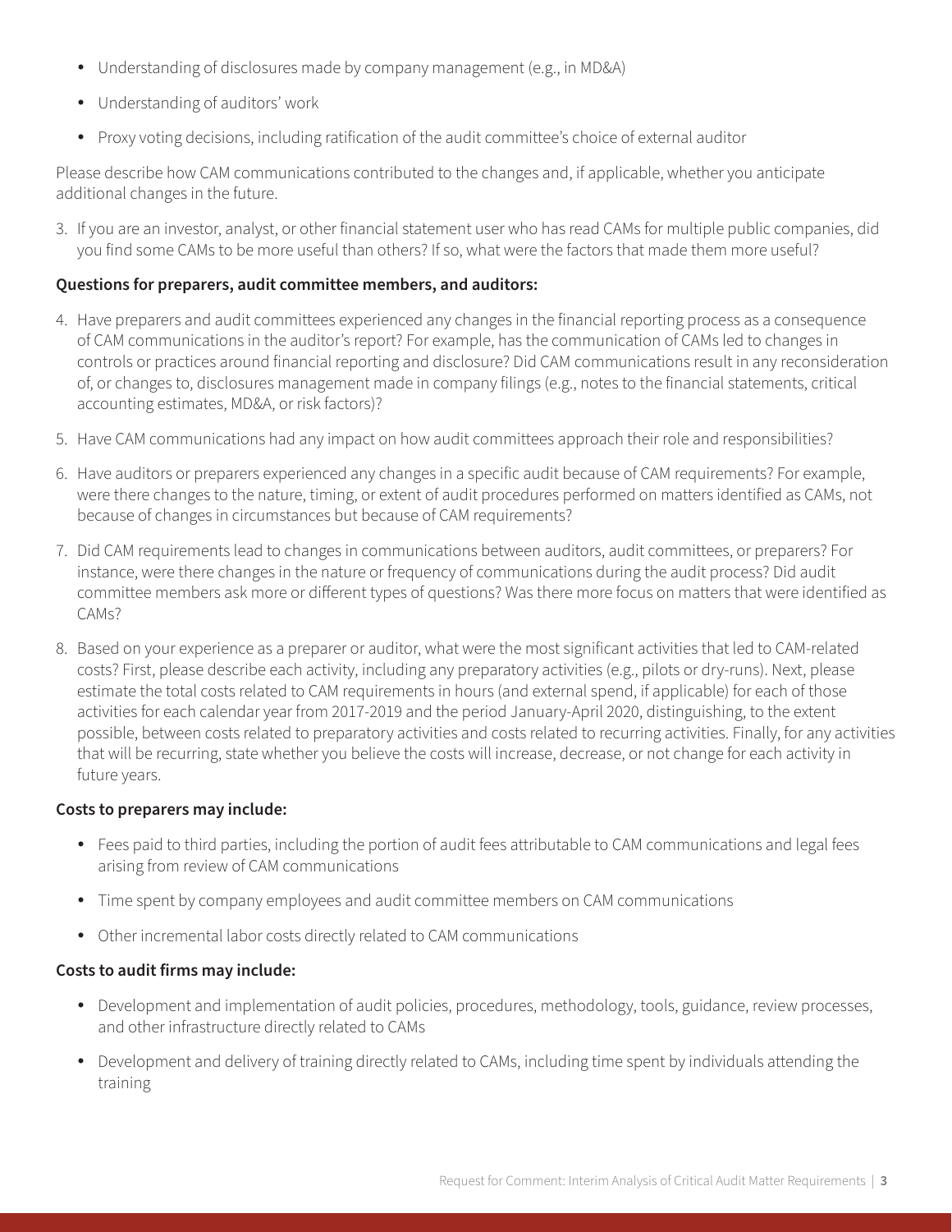- Understanding of disclosures made by company management (e.g., in MD&A)
- Understanding of auditors' work
- Proxy voting decisions, including ratification of the audit committee's choice of external auditor

Please describe how CAM communications contributed to the changes and, if applicable, whether you anticipate additional changes in the future.

3. If you are an investor, analyst, or other financial statement user who has read CAMs for multiple public companies, did you find some CAMs to be more useful than others? If so, what were the factors that made them more useful?

**Questions for preparers, audit committee members, and auditors:**

4. Have preparers and audit committees experienced any changes in the financial reporting process as a consequence of CAM communications in the auditor's report? For example, has the communication of CAMs led to changes in controls or practices around financial reporting and disclosure? Did CAM communications result in any reconsideration of, or changes to, disclosures management made in company filings (e.g., notes to the financial statements, critical accounting estimates, MD&A, or risk factors)?
5. Have CAM communications had any impact on how audit committees approach their role and responsibilities?
6. Have auditors or preparers experienced any changes in a specific audit because of CAM requirements? For example, were there changes to the nature, timing, or extent of audit procedures performed on matters identified as CAMs, not because of changes in circumstances but because of CAM requirements?
7. Did CAM requirements lead to changes in communications between auditors, audit committees, or preparers? For instance, were there changes in the nature or frequency of communications during the audit process? Did audit committee members ask more or different types of questions? Was there more focus on matters that were identified as CAMs?
8. Based on your experience as a preparer or auditor, what were the most significant activities that led to CAM-related costs? First, please describe each activity, including any preparatory activities (e.g., pilots or dry-runs). Next, please estimate the total costs related to CAM requirements in hours (and external spend, if applicable) for each of those activities for each calendar year from 2017-2019 and the period January-April 2020, distinguishing, to the extent possible, between costs related to preparatory activities and costs related to recurring activities. Finally, for any activities that will be recurring, state whether you believe the costs will increase, decrease, or not change for each activity in future years.

**Costs to preparers may include:**

- Fees paid to third parties, including the portion of audit fees attributable to CAM communications and legal fees arising from review of CAM communications
- Time spent by company employees and audit committee members on CAM communications
- Other incremental labor costs directly related to CAM communications

**Costs to audit firms may include:**

- Development and implementation of audit policies, procedures, methodology, tools, guidance, review processes, and other infrastructure directly related to CAMs
- Development and delivery of training directly related to CAMs, including time spent by individuals attending the training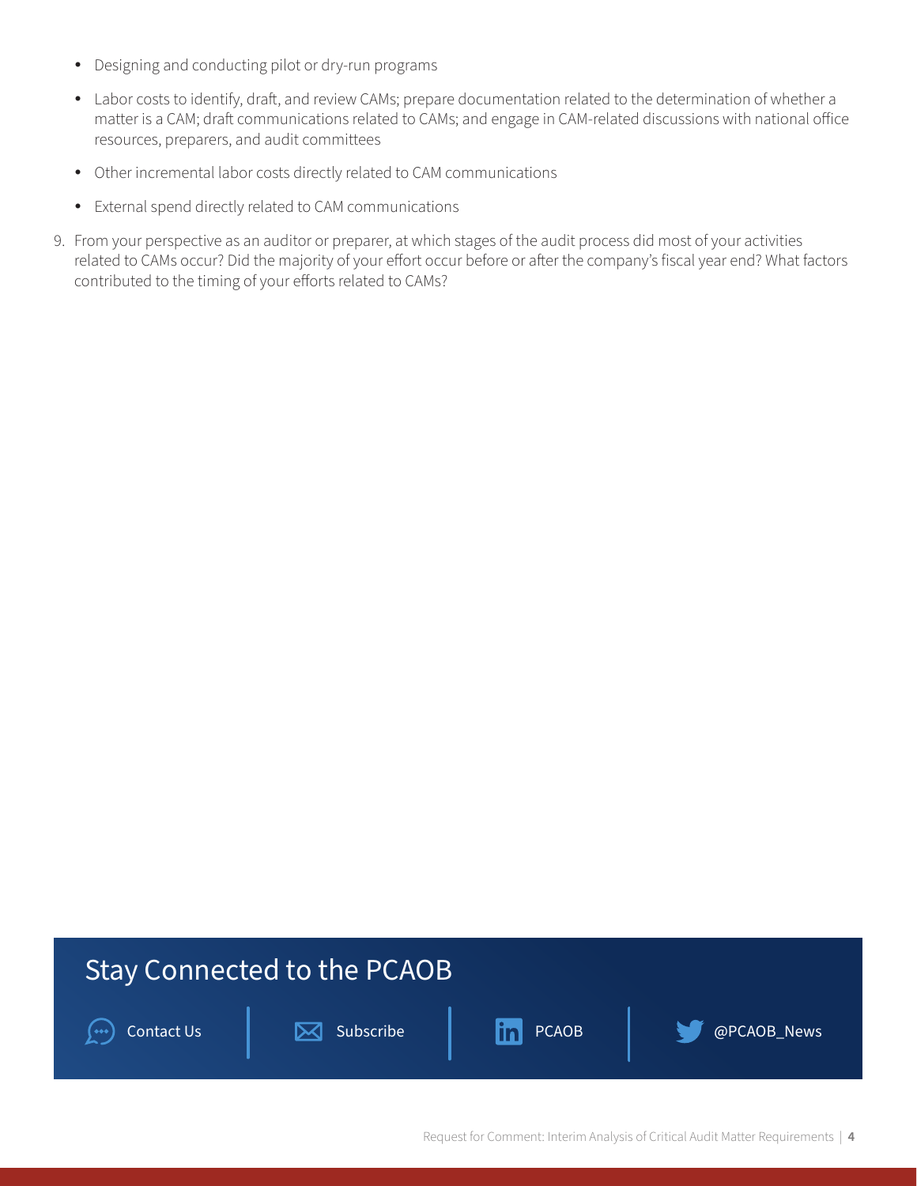- Designing and conducting pilot or dry-run programs
- Labor costs to identify, draft, and review CAMs; prepare documentation related to the determination of whether a matter is a CAM; draft communications related to CAMs; and engage in CAM-related discussions with national office resources, preparers, and audit committees
- Other incremental labor costs directly related to CAM communications
- External spend directly related to CAM communications

9. From your perspective as an auditor or preparer, at which stages of the audit process did most of your activities related to CAMs occur? Did the majority of your effort occur before or after the company's fiscal year end? What factors contributed to the timing of your efforts related to CAMs?

## Stay Connected to the PCAOB

Contact Us | Subscribe | PCAOB | @PCAOB_News